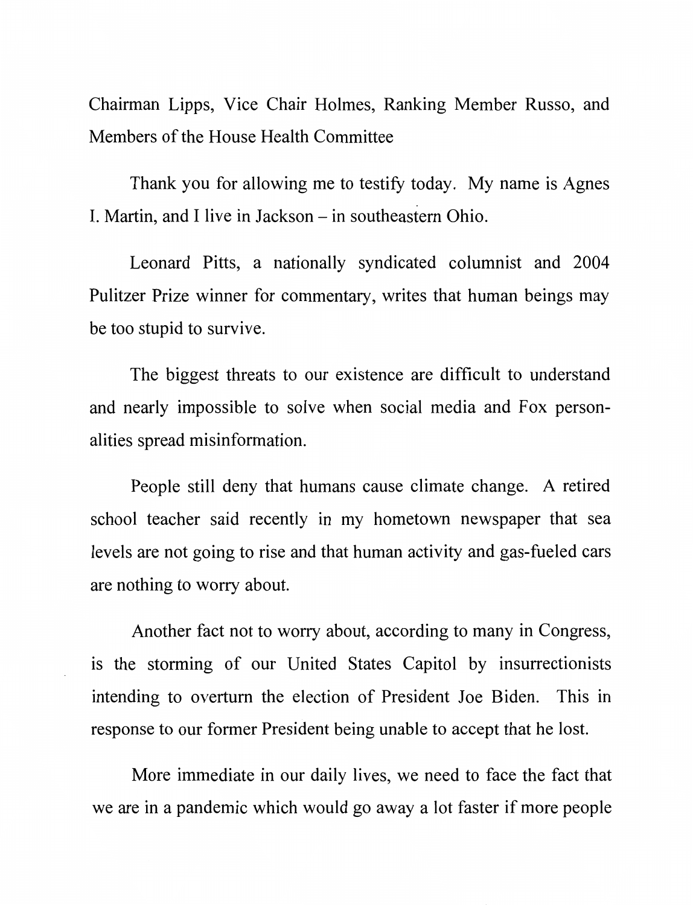Chairman Lipps, Vice Chair Holmes, Ranking Member Russo, and Members of the House Health Committee

Thank you for allowing me to testify today. My name is Agnes I. Martin, and I live in Jackson – in southeastern Ohio.

Leonard Pitts, a nationally syndicated columnist and 2004 Pulitzer Prize winner for commentary, writes that human beings may be too stupid to survive.

The biggest threats to our existence are difficult to understand and nearly impossible to solve when social media and Fox personalities spread misinformation.

People still deny that humans cause climate change. A retired school teacher said recently in my hometown newspaper that sea levels are not going to rise and that human activity and gas-fueled cars are nothing to worry about.

Another fact not to worry about, according to many in Congress, is the storming of our United States Capitol by insurrectionists intending to overturn the election of President Joe Biden. This in response to our former President being unable to accept that he lost.

More immediate in our daily lives, we need to face the fact that we are in a pandemic which would go away a lot faster if more people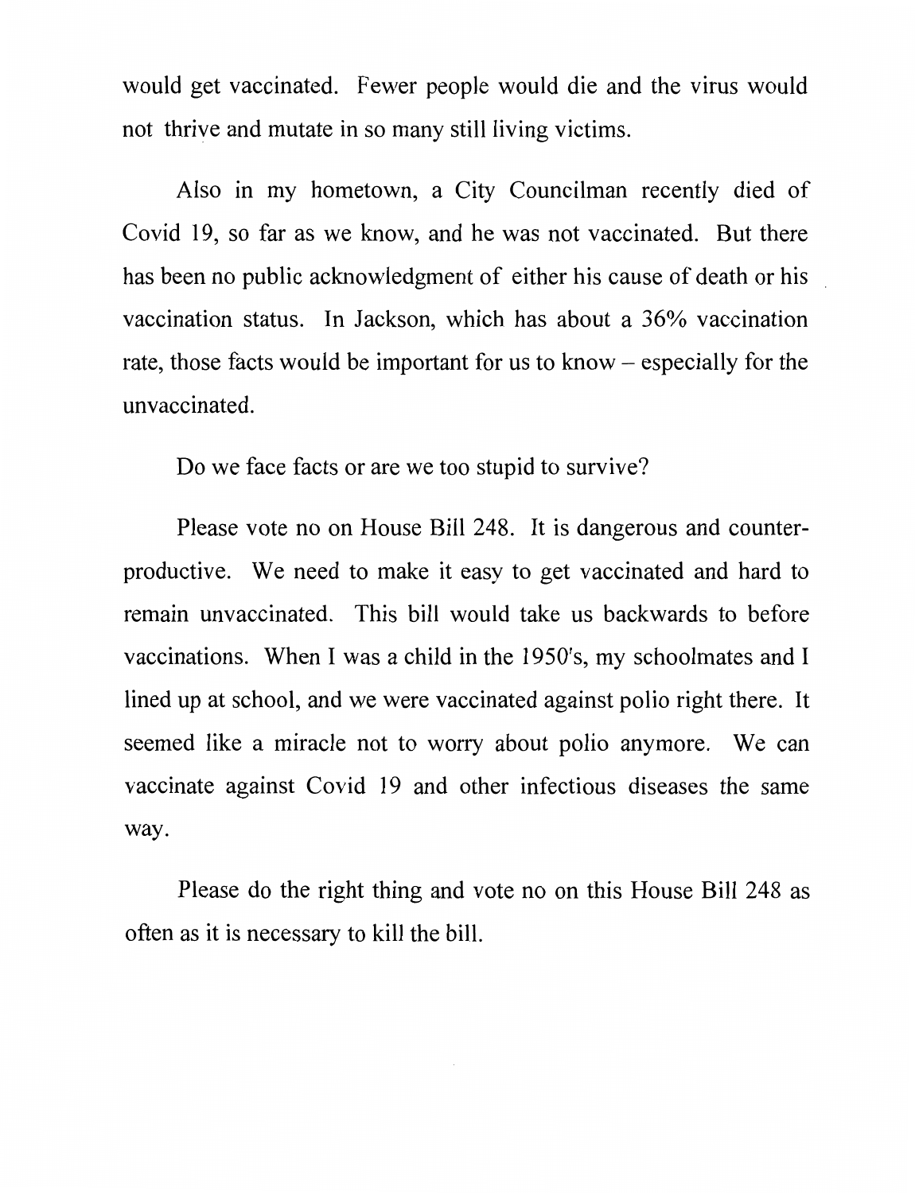would get vaccinated. Fewer people would die and the virus would not thrive and mutate in so many still living victims.

Also in my hometown, a City Councilman recently died of Covid 19, so far as we know, and he was not vaccinated. But there has been no public acknowledgment of either his cause of death or his vaccination status. In Jackson, which has about a 36% vaccination rate, those facts would be important for us to know – especially for the unvaccinated.

Do we face facts or are we too stupid to survive?

Please vote no on House Bill 248. It is dangerous and counter-productive. We need to make it easy to get vaccinated and hard to remain unvaccinated. This bill would take us backwards to before vaccinations. When I was a child in the 1950's, my schoolmates and I lined up at school, and we were vaccinated against polio right there. It seemed like a miracle not to worry about polio anymore. We can vaccinate against Covid 19 and other infectious diseases the same way.

Please do the right thing and vote no on this House Bill 248 as often as it is necessary to kill the bill.